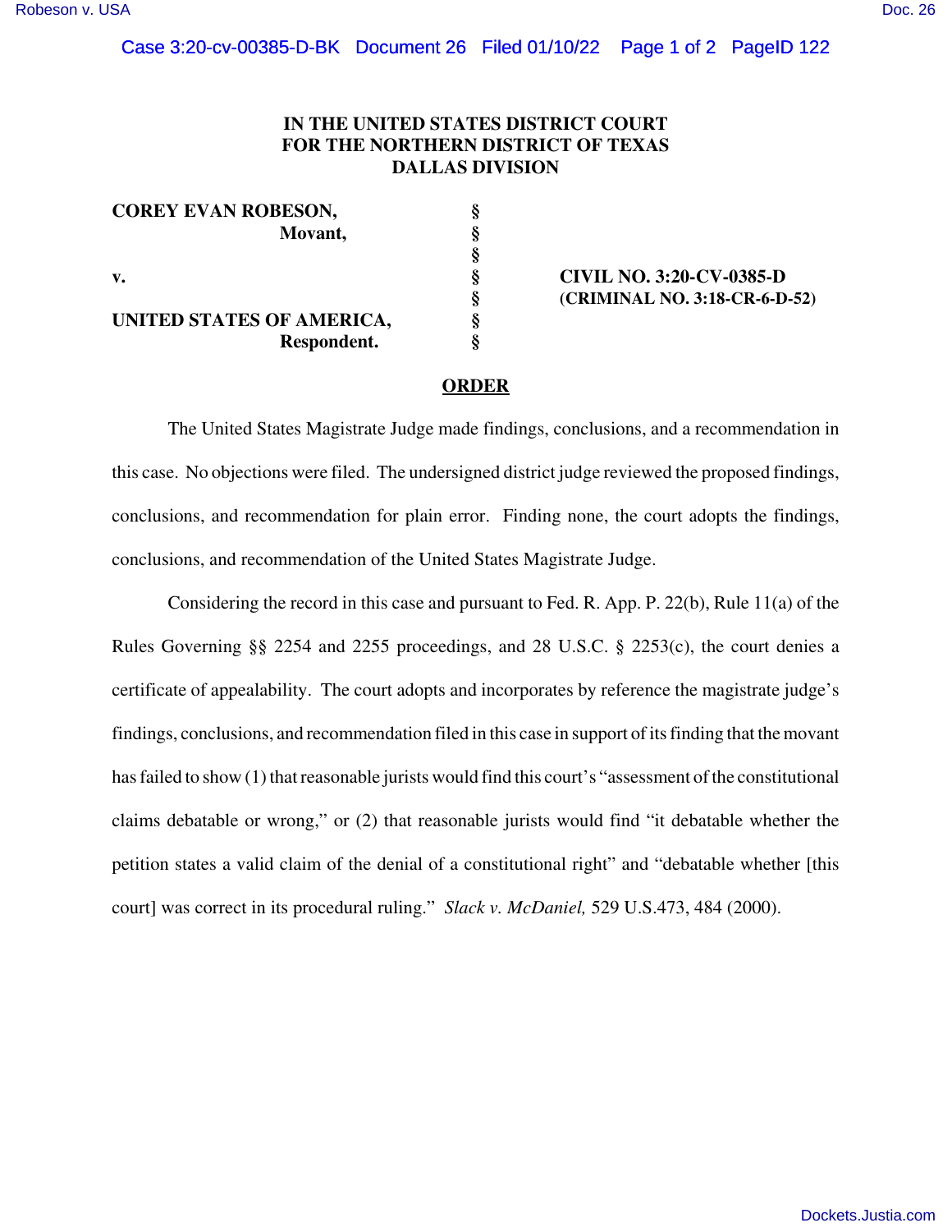# IN THE UNITED STATES DISTRICT COURT FOR THE NORTHERN DISTRICT OF TEXAS DALLAS DIVISION

| | | |
|---|---|---|
| **COREY EVAN ROBESON,** | § | |
| **Movant,** | § | |
| | § | |
| **v.** | § | **CIVIL NO. 3:20-CV-0385-D** |
| | § | **(CRIMINAL NO. 3:18-CR-6-D-52)** |
| **UNITED STATES OF AMERICA,** | § | |
| **Respondent.** | § | |

## ORDER

The United States Magistrate Judge made findings, conclusions, and a recommendation in this case. No objections were filed. The undersigned district judge reviewed the proposed findings, conclusions, and recommendation for plain error. Finding none, the court adopts the findings, conclusions, and recommendation of the United States Magistrate Judge.

Considering the record in this case and pursuant to Fed. R. App. P. 22(b), Rule 11(a) of the Rules Governing §§ 2254 and 2255 proceedings, and 28 U.S.C. § 2253(c), the court denies a certificate of appealability. The court adopts and incorporates by reference the magistrate judge's findings, conclusions, and recommendation filed in this case in support of its finding that the movant has failed to show (1) that reasonable jurists would find this court's "assessment of the constitutional claims debatable or wrong," or (2) that reasonable jurists would find "it debatable whether the petition states a valid claim of the denial of a constitutional right" and "debatable whether [this court] was correct in its procedural ruling." *Slack v. McDaniel,* 529 U.S.473, 484 (2000).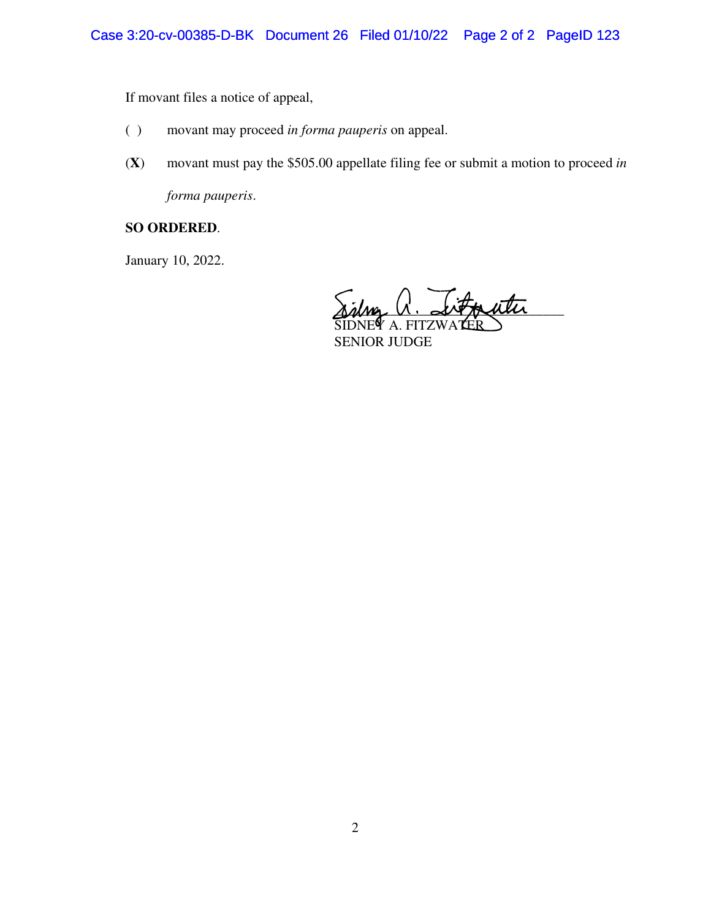If movant files a notice of appeal,

( ) movant may proceed *in forma pauperis* on appeal.

(**X**) movant must pay the $505.00 appellate filing fee or submit a motion to proceed *in forma pauperis*.

**SO ORDERED**.

January 10, 2022.

SIDNEY A. FITZWATER
SENIOR JUDGE